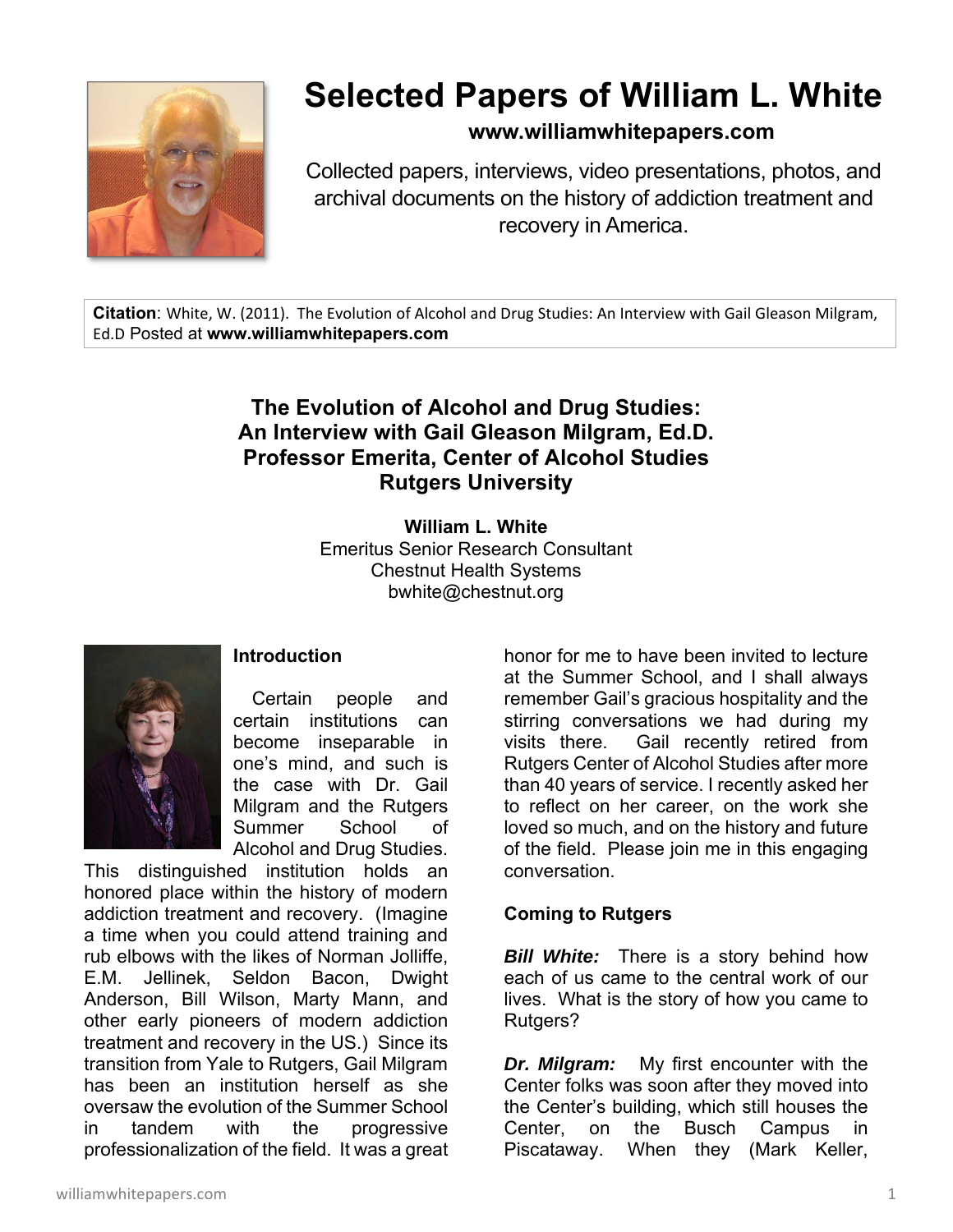# Selected Papers of William L. White

**www.williamwhitepapers.com**

Collected papers, interviews, video presentations, photos, and archival documents on the history of addiction treatment and recovery in America.

**Citation**: White, W. (2011). The Evolution of Alcohol and Drug Studies: An Interview with Gail Gleason Milgram, Ed.D Posted at **www.williamwhitepapers.com**

## The Evolution of Alcohol and Drug Studies: An Interview with Gail Gleason Milgram, Ed.D. Professor Emerita, Center of Alcohol Studies Rutgers University

**William L. White**
Emeritus Senior Research Consultant
Chestnut Health Systems
bwhite@chestnut.org

### Introduction

Certain people and certain institutions can become inseparable in one's mind, and such is the case with Dr. Gail Milgram and the Rutgers Summer School of Alcohol and Drug Studies. This distinguished institution holds an honored place within the history of modern addiction treatment and recovery. (Imagine a time when you could attend training and rub elbows with the likes of Norman Jolliffe, E.M. Jellinek, Seldon Bacon, Dwight Anderson, Bill Wilson, Marty Mann, and other early pioneers of modern addiction treatment and recovery in the US.) Since its transition from Yale to Rutgers, Gail Milgram has been an institution herself as she oversaw the evolution of the Summer School in tandem with the progressive professionalization of the field. It was a great honor for me to have been invited to lecture at the Summer School, and I shall always remember Gail's gracious hospitality and the stirring conversations we had during my visits there. Gail recently retired from Rutgers Center of Alcohol Studies after more than 40 years of service. I recently asked her to reflect on her career, on the work she loved so much, and on the history and future of the field. Please join me in this engaging conversation.

### Coming to Rutgers

***Bill White:*** There is a story behind how each of us came to the central work of our lives. What is the story of how you came to Rutgers?

***Dr. Milgram:*** My first encounter with the Center folks was soon after they moved into the Center's building, which still houses the Center, on the Busch Campus in Piscataway. When they (Mark Keller,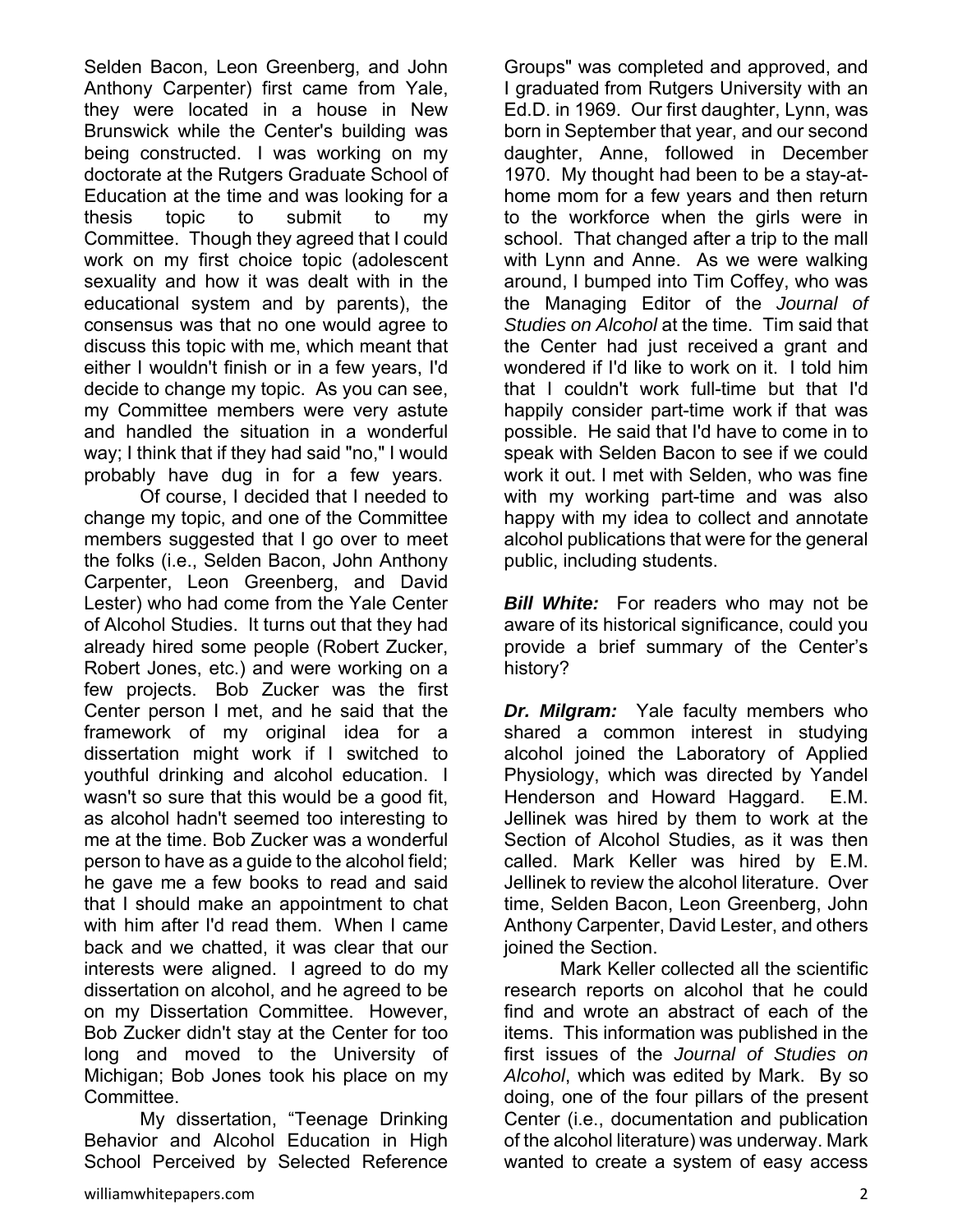Selden Bacon, Leon Greenberg, and John Anthony Carpenter) first came from Yale, they were located in a house in New Brunswick while the Center's building was being constructed. I was working on my doctorate at the Rutgers Graduate School of Education at the time and was looking for a thesis topic to submit to my Committee. Though they agreed that I could work on my first choice topic (adolescent sexuality and how it was dealt with in the educational system and by parents), the consensus was that no one would agree to discuss this topic with me, which meant that either I wouldn't finish or in a few years, I'd decide to change my topic. As you can see, my Committee members were very astute and handled the situation in a wonderful way; I think that if they had said "no," I would probably have dug in for a few years.

Of course, I decided that I needed to change my topic, and one of the Committee members suggested that I go over to meet the folks (i.e., Selden Bacon, John Anthony Carpenter, Leon Greenberg, and David Lester) who had come from the Yale Center of Alcohol Studies. It turns out that they had already hired some people (Robert Zucker, Robert Jones, etc.) and were working on a few projects. Bob Zucker was the first Center person I met, and he said that the framework of my original idea for a dissertation might work if I switched to youthful drinking and alcohol education. I wasn't so sure that this would be a good fit, as alcohol hadn't seemed too interesting to me at the time. Bob Zucker was a wonderful person to have as a guide to the alcohol field; he gave me a few books to read and said that I should make an appointment to chat with him after I'd read them. When I came back and we chatted, it was clear that our interests were aligned. I agreed to do my dissertation on alcohol, and he agreed to be on my Dissertation Committee. However, Bob Zucker didn't stay at the Center for too long and moved to the University of Michigan; Bob Jones took his place on my Committee.

My dissertation, "Teenage Drinking Behavior and Alcohol Education in High School Perceived by Selected Reference Groups" was completed and approved, and I graduated from Rutgers University with an Ed.D. in 1969. Our first daughter, Lynn, was born in September that year, and our second daughter, Anne, followed in December 1970. My thought had been to be a stay-at-home mom for a few years and then return to the workforce when the girls were in school. That changed after a trip to the mall with Lynn and Anne. As we were walking around, I bumped into Tim Coffey, who was the Managing Editor of the *Journal of Studies on Alcohol* at the time. Tim said that the Center had just received a grant and wondered if I'd like to work on it. I told him that I couldn't work full-time but that I'd happily consider part-time work if that was possible. He said that I'd have to come in to speak with Selden Bacon to see if we could work it out. I met with Selden, who was fine with my working part-time and was also happy with my idea to collect and annotate alcohol publications that were for the general public, including students.

***Bill White:*** For readers who may not be aware of its historical significance, could you provide a brief summary of the Center's history?

***Dr. Milgram:*** Yale faculty members who shared a common interest in studying alcohol joined the Laboratory of Applied Physiology, which was directed by Yandel Henderson and Howard Haggard. E.M. Jellinek was hired by them to work at the Section of Alcohol Studies, as it was then called. Mark Keller was hired by E.M. Jellinek to review the alcohol literature. Over time, Selden Bacon, Leon Greenberg, John Anthony Carpenter, David Lester, and others joined the Section.

Mark Keller collected all the scientific research reports on alcohol that he could find and wrote an abstract of each of the items. This information was published in the first issues of the *Journal of Studies on Alcohol*, which was edited by Mark. By so doing, one of the four pillars of the present Center (i.e., documentation and publication of the alcohol literature) was underway. Mark wanted to create a system of easy access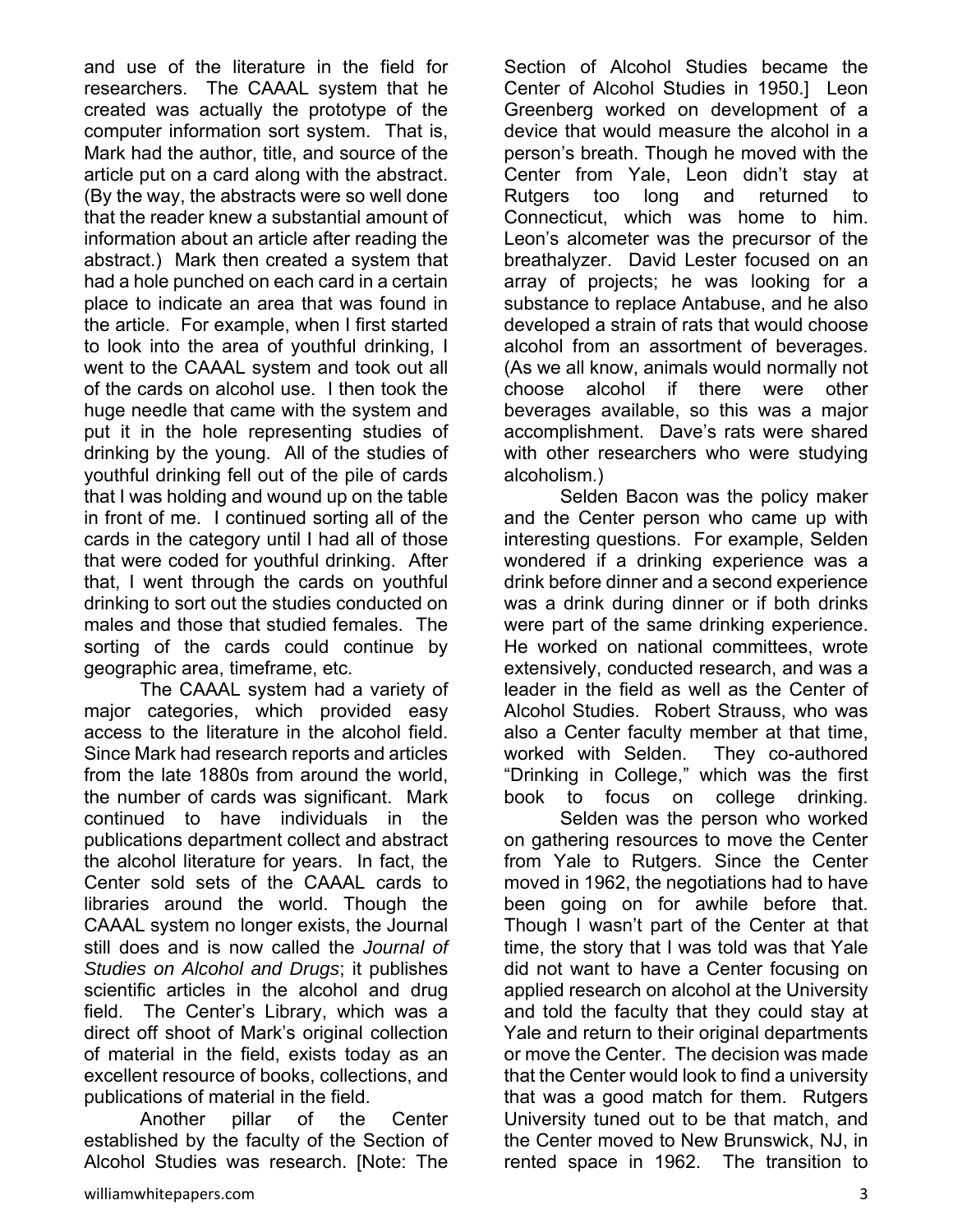and use of the literature in the field for researchers. The CAAAL system that he created was actually the prototype of the computer information sort system. That is, Mark had the author, title, and source of the article put on a card along with the abstract. (By the way, the abstracts were so well done that the reader knew a substantial amount of information about an article after reading the abstract.) Mark then created a system that had a hole punched on each card in a certain place to indicate an area that was found in the article. For example, when I first started to look into the area of youthful drinking, I went to the CAAAL system and took out all of the cards on alcohol use. I then took the huge needle that came with the system and put it in the hole representing studies of drinking by the young. All of the studies of youthful drinking fell out of the pile of cards that I was holding and wound up on the table in front of me. I continued sorting all of the cards in the category until I had all of those that were coded for youthful drinking. After that, I went through the cards on youthful drinking to sort out the studies conducted on males and those that studied females. The sorting of the cards could continue by geographic area, timeframe, etc.

The CAAAL system had a variety of major categories, which provided easy access to the literature in the alcohol field. Since Mark had research reports and articles from the late 1880s from around the world, the number of cards was significant. Mark continued to have individuals in the publications department collect and abstract the alcohol literature for years. In fact, the Center sold sets of the CAAAL cards to libraries around the world. Though the CAAAL system no longer exists, the Journal still does and is now called the *Journal of Studies on Alcohol and Drugs*; it publishes scientific articles in the alcohol and drug field. The Center's Library, which was a direct off shoot of Mark's original collection of material in the field, exists today as an excellent resource of books, collections, and publications of material in the field.

Another pillar of the Center established by the faculty of the Section of Alcohol Studies was research. [Note: The Section of Alcohol Studies became the Center of Alcohol Studies in 1950.] Leon Greenberg worked on development of a device that would measure the alcohol in a person's breath. Though he moved with the Center from Yale, Leon didn't stay at Rutgers too long and returned to Connecticut, which was home to him. Leon's alcometer was the precursor of the breathalyzer. David Lester focused on an array of projects; he was looking for a substance to replace Antabuse, and he also developed a strain of rats that would choose alcohol from an assortment of beverages. (As we all know, animals would normally not choose alcohol if there were other beverages available, so this was a major accomplishment. Dave's rats were shared with other researchers who were studying alcoholism.)

Selden Bacon was the policy maker and the Center person who came up with interesting questions. For example, Selden wondered if a drinking experience was a drink before dinner and a second experience was a drink during dinner or if both drinks were part of the same drinking experience. He worked on national committees, wrote extensively, conducted research, and was a leader in the field as well as the Center of Alcohol Studies. Robert Strauss, who was also a Center faculty member at that time, worked with Selden. They co-authored "Drinking in College," which was the first book to focus on college drinking.

Selden was the person who worked on gathering resources to move the Center from Yale to Rutgers. Since the Center moved in 1962, the negotiations had to have been going on for awhile before that. Though I wasn't part of the Center at that time, the story that I was told was that Yale did not want to have a Center focusing on applied research on alcohol at the University and told the faculty that they could stay at Yale and return to their original departments or move the Center. The decision was made that the Center would look to find a university that was a good match for them. Rutgers University tuned out to be that match, and the Center moved to New Brunswick, NJ, in rented space in 1962. The transition to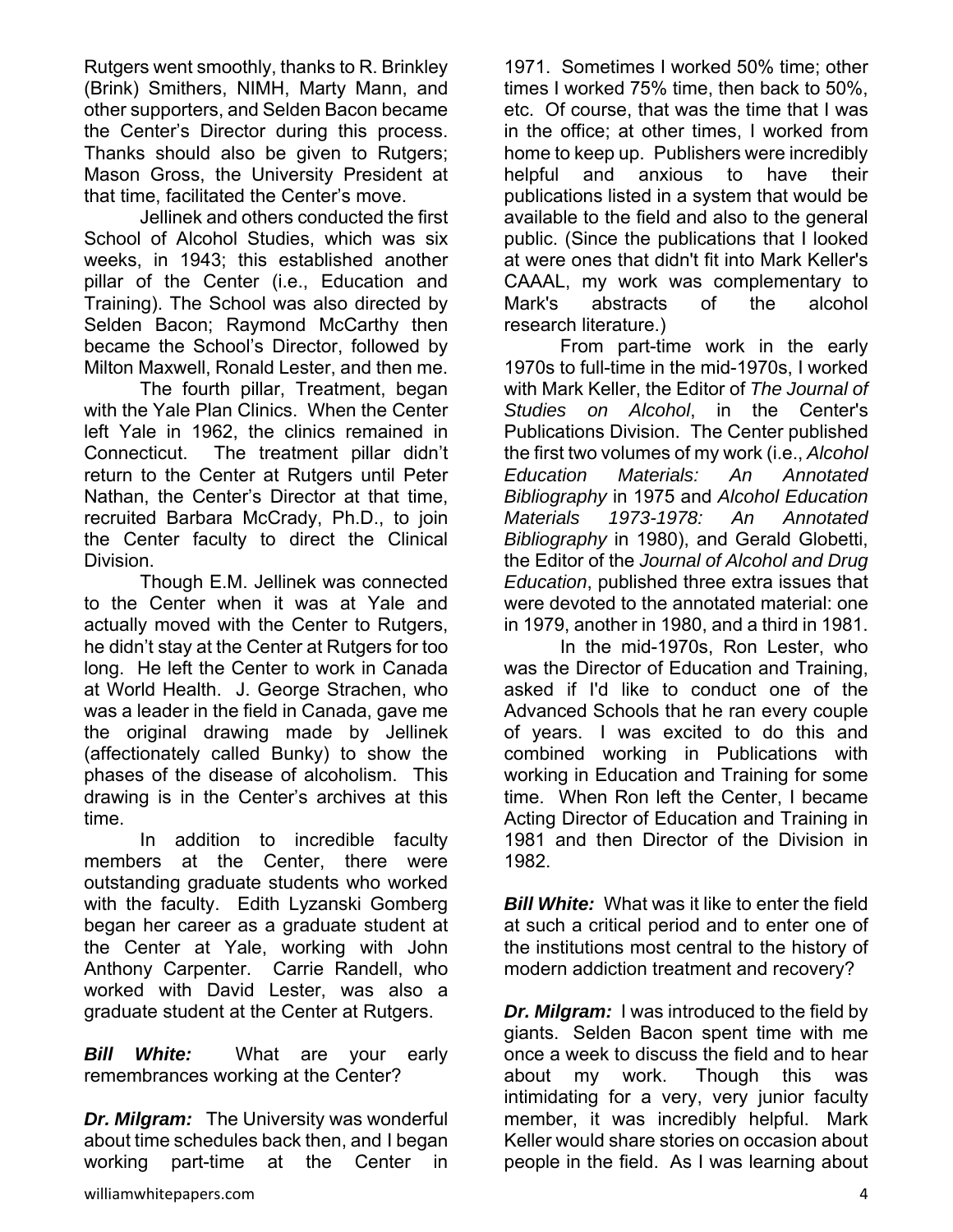Rutgers went smoothly, thanks to R. Brinkley (Brink) Smithers, NIMH, Marty Mann, and other supporters, and Selden Bacon became the Center's Director during this process. Thanks should also be given to Rutgers; Mason Gross, the University President at that time, facilitated the Center's move.

Jellinek and others conducted the first School of Alcohol Studies, which was six weeks, in 1943; this established another pillar of the Center (i.e., Education and Training). The School was also directed by Selden Bacon; Raymond McCarthy then became the School's Director, followed by Milton Maxwell, Ronald Lester, and then me.

The fourth pillar, Treatment, began with the Yale Plan Clinics. When the Center left Yale in 1962, the clinics remained in Connecticut. The treatment pillar didn't return to the Center at Rutgers until Peter Nathan, the Center's Director at that time, recruited Barbara McCrady, Ph.D., to join the Center faculty to direct the Clinical Division.

Though E.M. Jellinek was connected to the Center when it was at Yale and actually moved with the Center to Rutgers, he didn't stay at the Center at Rutgers for too long. He left the Center to work in Canada at World Health. J. George Strachen, who was a leader in the field in Canada, gave me the original drawing made by Jellinek (affectionately called Bunky) to show the phases of the disease of alcoholism. This drawing is in the Center's archives at this time.

In addition to incredible faculty members at the Center, there were outstanding graduate students who worked with the faculty. Edith Lyzanski Gomberg began her career as a graduate student at the Center at Yale, working with John Anthony Carpenter. Carrie Randell, who worked with David Lester, was also a graduate student at the Center at Rutgers.

***Bill White:*** What are your early remembrances working at the Center?

***Dr. Milgram:*** The University was wonderful about time schedules back then, and I began working part-time at the Center in 1971. Sometimes I worked 50% time; other times I worked 75% time, then back to 50%, etc. Of course, that was the time that I was in the office; at other times, I worked from home to keep up. Publishers were incredibly helpful and anxious to have their publications listed in a system that would be available to the field and also to the general public. (Since the publications that I looked at were ones that didn't fit into Mark Keller's CAAAL, my work was complementary to Mark's abstracts of the alcohol research literature.)

From part-time work in the early 1970s to full-time in the mid-1970s, I worked with Mark Keller, the Editor of *The Journal of Studies on Alcohol*, in the Center's Publications Division. The Center published the first two volumes of my work (i.e., *Alcohol Education Materials: An Annotated Bibliography* in 1975 and *Alcohol Education Materials 1973-1978: An Annotated Bibliography* in 1980), and Gerald Globetti, the Editor of the *Journal of Alcohol and Drug Education*, published three extra issues that were devoted to the annotated material: one in 1979, another in 1980, and a third in 1981.

In the mid-1970s, Ron Lester, who was the Director of Education and Training, asked if I'd like to conduct one of the Advanced Schools that he ran every couple of years. I was excited to do this and combined working in Publications with working in Education and Training for some time. When Ron left the Center, I became Acting Director of Education and Training in 1981 and then Director of the Division in 1982.

***Bill White:*** What was it like to enter the field at such a critical period and to enter one of the institutions most central to the history of modern addiction treatment and recovery?

***Dr. Milgram:*** I was introduced to the field by giants. Selden Bacon spent time with me once a week to discuss the field and to hear about my work. Though this was intimidating for a very, very junior faculty member, it was incredibly helpful. Mark Keller would share stories on occasion about people in the field. As I was learning about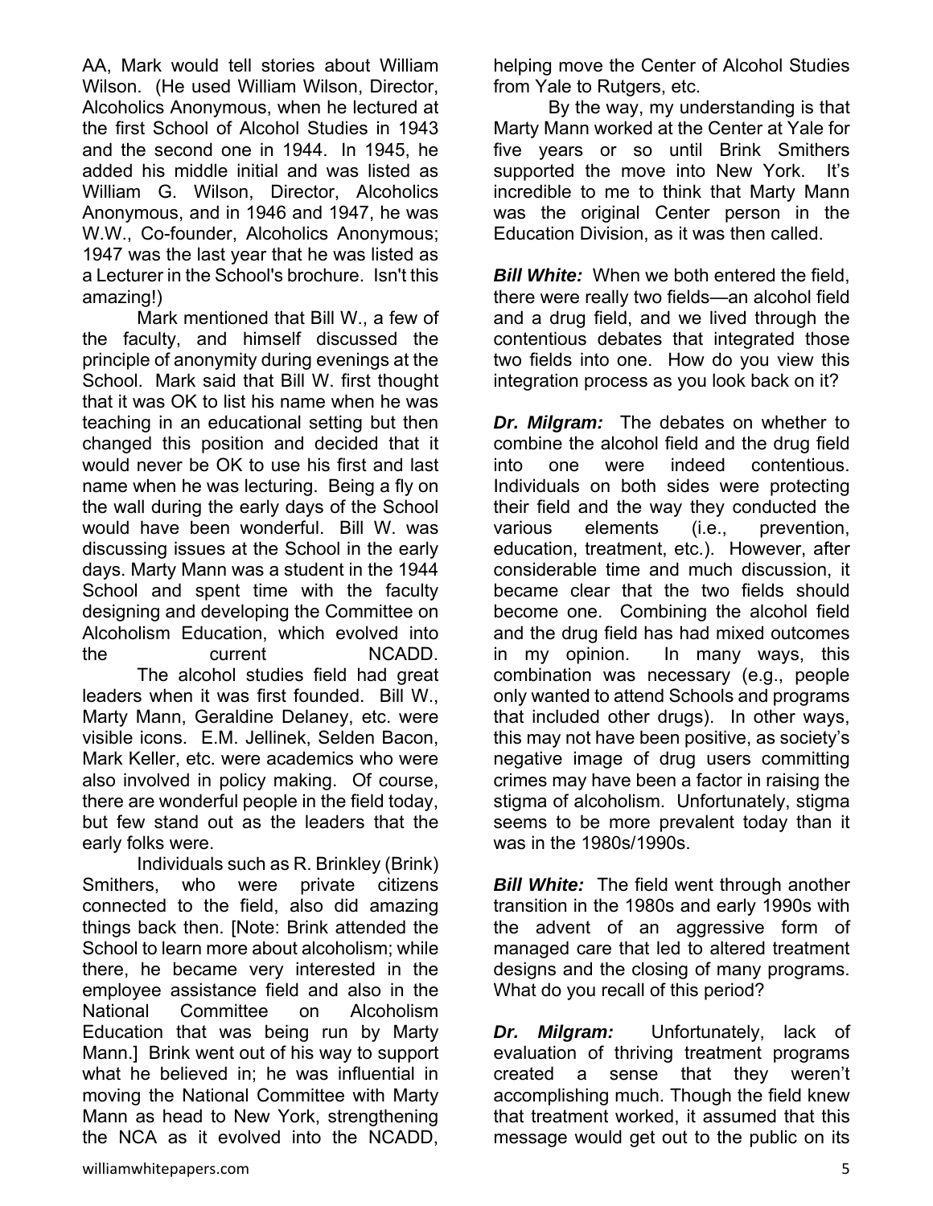AA, Mark would tell stories about William Wilson. (He used William Wilson, Director, Alcoholics Anonymous, when he lectured at the first School of Alcohol Studies in 1943 and the second one in 1944. In 1945, he added his middle initial and was listed as William G. Wilson, Director, Alcoholics Anonymous, and in 1946 and 1947, he was W.W., Co-founder, Alcoholics Anonymous; 1947 was the last year that he was listed as a Lecturer in the School's brochure. Isn't this amazing!)

Mark mentioned that Bill W., a few of the faculty, and himself discussed the principle of anonymity during evenings at the School. Mark said that Bill W. first thought that it was OK to list his name when he was teaching in an educational setting but then changed this position and decided that it would never be OK to use his first and last name when he was lecturing. Being a fly on the wall during the early days of the School would have been wonderful. Bill W. was discussing issues at the School in the early days. Marty Mann was a student in the 1944 School and spent time with the faculty designing and developing the Committee on Alcoholism Education, which evolved into the current NCADD.

The alcohol studies field had great leaders when it was first founded. Bill W., Marty Mann, Geraldine Delaney, etc. were visible icons. E.M. Jellinek, Selden Bacon, Mark Keller, etc. were academics who were also involved in policy making. Of course, there are wonderful people in the field today, but few stand out as the leaders that the early folks were.

Individuals such as R. Brinkley (Brink) Smithers, who were private citizens connected to the field, also did amazing things back then. [Note: Brink attended the School to learn more about alcoholism; while there, he became very interested in the employee assistance field and also in the National Committee on Alcoholism Education that was being run by Marty Mann.] Brink went out of his way to support what he believed in; he was influential in moving the National Committee with Marty Mann as head to New York, strengthening the NCA as it evolved into the NCADD, helping move the Center of Alcohol Studies from Yale to Rutgers, etc.

By the way, my understanding is that Marty Mann worked at the Center at Yale for five years or so until Brink Smithers supported the move into New York. It's incredible to me to think that Marty Mann was the original Center person in the Education Division, as it was then called.

***Bill White:*** When we both entered the field, there were really two fields—an alcohol field and a drug field, and we lived through the contentious debates that integrated those two fields into one. How do you view this integration process as you look back on it?

***Dr. Milgram:*** The debates on whether to combine the alcohol field and the drug field into one were indeed contentious. Individuals on both sides were protecting their field and the way they conducted the various elements (i.e., prevention, education, treatment, etc.). However, after considerable time and much discussion, it became clear that the two fields should become one. Combining the alcohol field and the drug field has had mixed outcomes in my opinion. In many ways, this combination was necessary (e.g., people only wanted to attend Schools and programs that included other drugs). In other ways, this may not have been positive, as society's negative image of drug users committing crimes may have been a factor in raising the stigma of alcoholism. Unfortunately, stigma seems to be more prevalent today than it was in the 1980s/1990s.

***Bill White:*** The field went through another transition in the 1980s and early 1990s with the advent of an aggressive form of managed care that led to altered treatment designs and the closing of many programs. What do you recall of this period?

***Dr. Milgram:*** Unfortunately, lack of evaluation of thriving treatment programs created a sense that they weren't accomplishing much. Though the field knew that treatment worked, it assumed that this message would get out to the public on its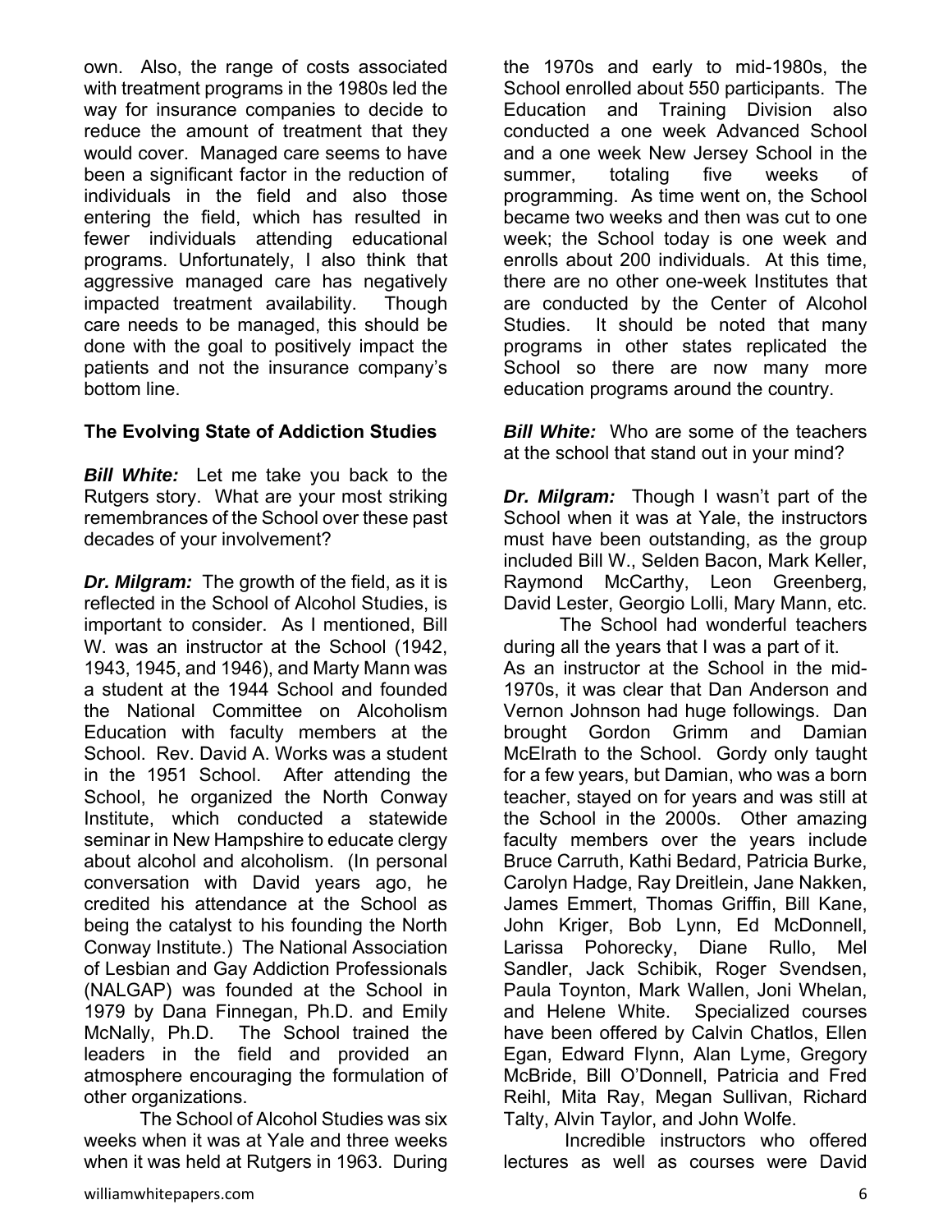own. Also, the range of costs associated with treatment programs in the 1980s led the way for insurance companies to decide to reduce the amount of treatment that they would cover. Managed care seems to have been a significant factor in the reduction of individuals in the field and also those entering the field, which has resulted in fewer individuals attending educational programs. Unfortunately, I also think that aggressive managed care has negatively impacted treatment availability. Though care needs to be managed, this should be done with the goal to positively impact the patients and not the insurance company's bottom line.

**The Evolving State of Addiction Studies**

***Bill White:*** Let me take you back to the Rutgers story. What are your most striking remembrances of the School over these past decades of your involvement?

***Dr. Milgram:*** The growth of the field, as it is reflected in the School of Alcohol Studies, is important to consider. As I mentioned, Bill W. was an instructor at the School (1942, 1943, 1945, and 1946), and Marty Mann was a student at the 1944 School and founded the National Committee on Alcoholism Education with faculty members at the School. Rev. David A. Works was a student in the 1951 School. After attending the School, he organized the North Conway Institute, which conducted a statewide seminar in New Hampshire to educate clergy about alcohol and alcoholism. (In personal conversation with David years ago, he credited his attendance at the School as being the catalyst to his founding the North Conway Institute.) The National Association of Lesbian and Gay Addiction Professionals (NALGAP) was founded at the School in 1979 by Dana Finnegan, Ph.D. and Emily McNally, Ph.D. The School trained the leaders in the field and provided an atmosphere encouraging the formulation of other organizations.

The School of Alcohol Studies was six weeks when it was at Yale and three weeks when it was held at Rutgers in 1963. During the 1970s and early to mid-1980s, the School enrolled about 550 participants. The Education and Training Division also conducted a one week Advanced School and a one week New Jersey School in the summer, totaling five weeks of programming. As time went on, the School became two weeks and then was cut to one week; the School today is one week and enrolls about 200 individuals. At this time, there are no other one-week Institutes that are conducted by the Center of Alcohol Studies. It should be noted that many programs in other states replicated the School so there are now many more education programs around the country.

***Bill White:*** Who are some of the teachers at the school that stand out in your mind?

***Dr. Milgram:*** Though I wasn't part of the School when it was at Yale, the instructors must have been outstanding, as the group included Bill W., Selden Bacon, Mark Keller, Raymond McCarthy, Leon Greenberg, David Lester, Georgio Lolli, Mary Mann, etc.

The School had wonderful teachers during all the years that I was a part of it. As an instructor at the School in the mid-1970s, it was clear that Dan Anderson and Vernon Johnson had huge followings. Dan brought Gordon Grimm and Damian McElrath to the School. Gordy only taught for a few years, but Damian, who was a born teacher, stayed on for years and was still at the School in the 2000s. Other amazing faculty members over the years include Bruce Carruth, Kathi Bedard, Patricia Burke, Carolyn Hadge, Ray Dreitlein, Jane Nakken, James Emmert, Thomas Griffin, Bill Kane, John Kriger, Bob Lynn, Ed McDonnell, Larissa Pohorecky, Diane Rullo, Mel Sandler, Jack Schibik, Roger Svendsen, Paula Toynton, Mark Wallen, Joni Whelan, and Helene White. Specialized courses have been offered by Calvin Chatlos, Ellen Egan, Edward Flynn, Alan Lyme, Gregory McBride, Bill O'Donnell, Patricia and Fred Reihl, Mita Ray, Megan Sullivan, Richard Talty, Alvin Taylor, and John Wolfe.

Incredible instructors who offered lectures as well as courses were David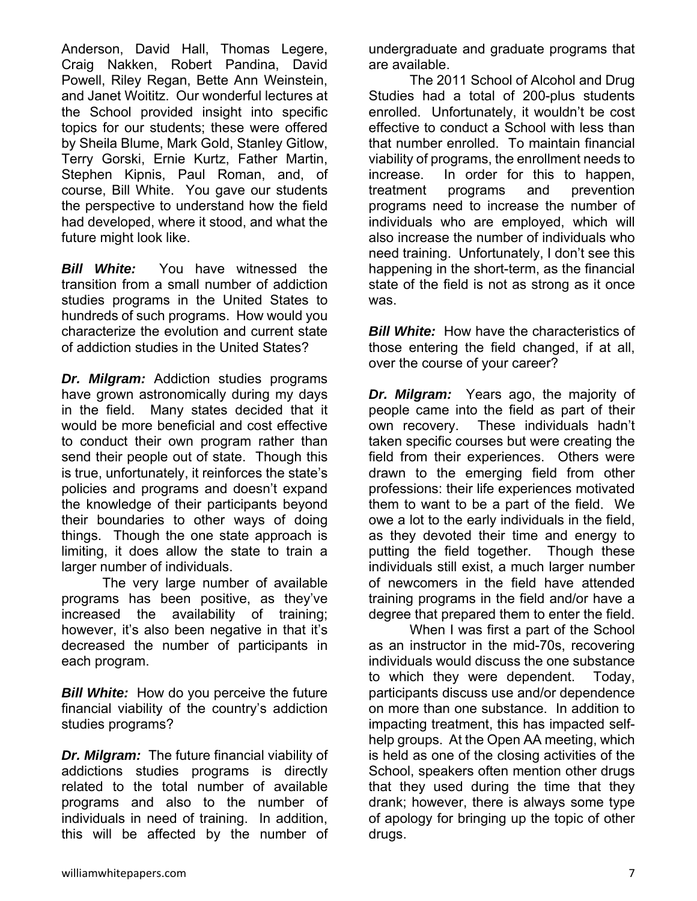Anderson, David Hall, Thomas Legere, Craig Nakken, Robert Pandina, David Powell, Riley Regan, Bette Ann Weinstein, and Janet Woititz. Our wonderful lectures at the School provided insight into specific topics for our students; these were offered by Sheila Blume, Mark Gold, Stanley Gitlow, Terry Gorski, Ernie Kurtz, Father Martin, Stephen Kipnis, Paul Roman, and, of course, Bill White. You gave our students the perspective to understand how the field had developed, where it stood, and what the future might look like.

***Bill White:*** You have witnessed the transition from a small number of addiction studies programs in the United States to hundreds of such programs. How would you characterize the evolution and current state of addiction studies in the United States?

***Dr. Milgram:*** Addiction studies programs have grown astronomically during my days in the field. Many states decided that it would be more beneficial and cost effective to conduct their own program rather than send their people out of state. Though this is true, unfortunately, it reinforces the state's policies and programs and doesn't expand the knowledge of their participants beyond their boundaries to other ways of doing things. Though the one state approach is limiting, it does allow the state to train a larger number of individuals.

The very large number of available programs has been positive, as they've increased the availability of training; however, it's also been negative in that it's decreased the number of participants in each program.

***Bill White:*** How do you perceive the future financial viability of the country's addiction studies programs?

***Dr. Milgram:*** The future financial viability of addictions studies programs is directly related to the total number of available programs and also to the number of individuals in need of training. In addition, this will be affected by the number of undergraduate and graduate programs that are available.

The 2011 School of Alcohol and Drug Studies had a total of 200-plus students enrolled. Unfortunately, it wouldn't be cost effective to conduct a School with less than that number enrolled. To maintain financial viability of programs, the enrollment needs to increase. In order for this to happen, treatment programs and prevention programs need to increase the number of individuals who are employed, which will also increase the number of individuals who need training. Unfortunately, I don't see this happening in the short-term, as the financial state of the field is not as strong as it once was.

***Bill White:*** How have the characteristics of those entering the field changed, if at all, over the course of your career?

***Dr. Milgram:*** Years ago, the majority of people came into the field as part of their own recovery. These individuals hadn't taken specific courses but were creating the field from their experiences. Others were drawn to the emerging field from other professions: their life experiences motivated them to want to be a part of the field. We owe a lot to the early individuals in the field, as they devoted their time and energy to putting the field together. Though these individuals still exist, a much larger number of newcomers in the field have attended training programs in the field and/or have a degree that prepared them to enter the field.

When I was first a part of the School as an instructor in the mid-70s, recovering individuals would discuss the one substance to which they were dependent. Today, participants discuss use and/or dependence on more than one substance. In addition to impacting treatment, this has impacted self-help groups. At the Open AA meeting, which is held as one of the closing activities of the School, speakers often mention other drugs that they used during the time that they drank; however, there is always some type of apology for bringing up the topic of other drugs.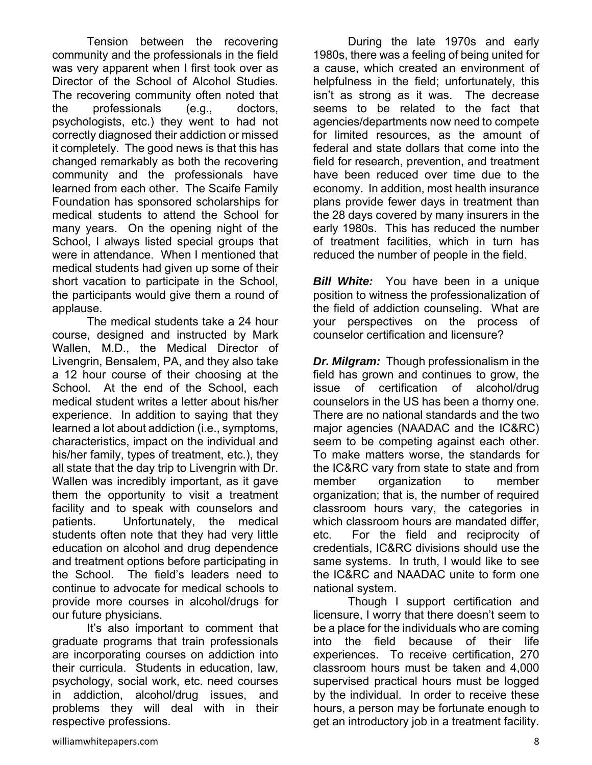Tension between the recovering community and the professionals in the field was very apparent when I first took over as Director of the School of Alcohol Studies. The recovering community often noted that the professionals (e.g., doctors, psychologists, etc.) they went to had not correctly diagnosed their addiction or missed it completely. The good news is that this has changed remarkably as both the recovering community and the professionals have learned from each other. The Scaife Family Foundation has sponsored scholarships for medical students to attend the School for many years. On the opening night of the School, I always listed special groups that were in attendance. When I mentioned that medical students had given up some of their short vacation to participate in the School, the participants would give them a round of applause.

The medical students take a 24 hour course, designed and instructed by Mark Wallen, M.D., the Medical Director of Livengrin, Bensalem, PA, and they also take a 12 hour course of their choosing at the School. At the end of the School, each medical student writes a letter about his/her experience. In addition to saying that they learned a lot about addiction (i.e., symptoms, characteristics, impact on the individual and his/her family, types of treatment, etc.), they all state that the day trip to Livengrin with Dr. Wallen was incredibly important, as it gave them the opportunity to visit a treatment facility and to speak with counselors and patients. Unfortunately, the medical students often note that they had very little education on alcohol and drug dependence and treatment options before participating in the School. The field's leaders need to continue to advocate for medical schools to provide more courses in alcohol/drugs for our future physicians.

It's also important to comment that graduate programs that train professionals are incorporating courses on addiction into their curricula. Students in education, law, psychology, social work, etc. need courses in addiction, alcohol/drug issues, and problems they will deal with in their respective professions.

During the late 1970s and early 1980s, there was a feeling of being united for a cause, which created an environment of helpfulness in the field; unfortunately, this isn't as strong as it was. The decrease seems to be related to the fact that agencies/departments now need to compete for limited resources, as the amount of federal and state dollars that come into the field for research, prevention, and treatment have been reduced over time due to the economy. In addition, most health insurance plans provide fewer days in treatment than the 28 days covered by many insurers in the early 1980s. This has reduced the number of treatment facilities, which in turn has reduced the number of people in the field.

***Bill White:*** You have been in a unique position to witness the professionalization of the field of addiction counseling. What are your perspectives on the process of counselor certification and licensure?

***Dr. Milgram:*** Though professionalism in the field has grown and continues to grow, the issue of certification of alcohol/drug counselors in the US has been a thorny one. There are no national standards and the two major agencies (NAADAC and the IC&RC) seem to be competing against each other. To make matters worse, the standards for the IC&RC vary from state to state and from member organization to member organization; that is, the number of required classroom hours vary, the categories in which classroom hours are mandated differ, etc. For the field and reciprocity of credentials, IC&RC divisions should use the same systems. In truth, I would like to see the IC&RC and NAADAC unite to form one national system.

Though I support certification and licensure, I worry that there doesn't seem to be a place for the individuals who are coming into the field because of their life experiences. To receive certification, 270 classroom hours must be taken and 4,000 supervised practical hours must be logged by the individual. In order to receive these hours, a person may be fortunate enough to get an introductory job in a treatment facility.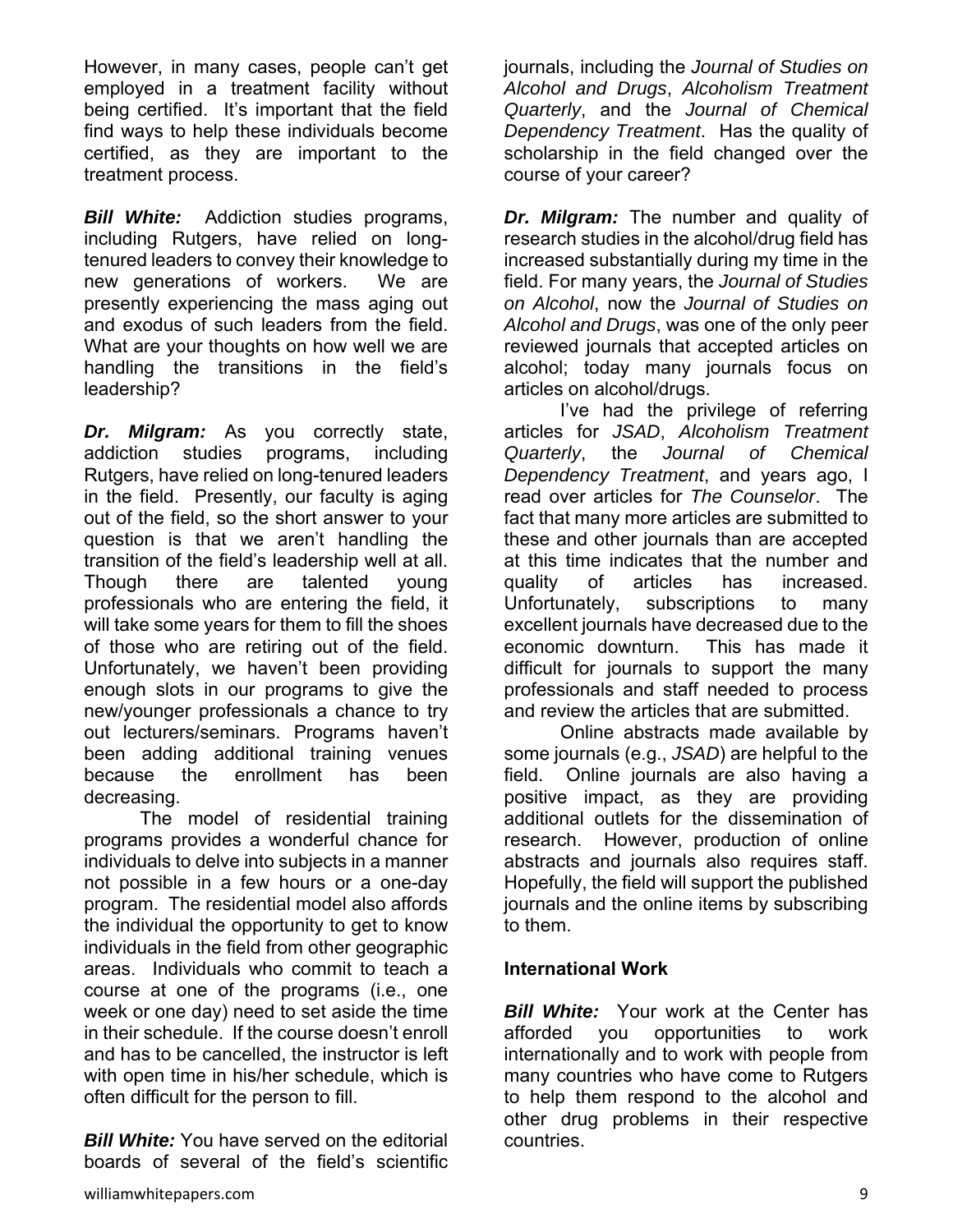However, in many cases, people can't get employed in a treatment facility without being certified. It's important that the field find ways to help these individuals become certified, as they are important to the treatment process.

***Bill White:*** Addiction studies programs, including Rutgers, have relied on long-tenured leaders to convey their knowledge to new generations of workers. We are presently experiencing the mass aging out and exodus of such leaders from the field. What are your thoughts on how well we are handling the transitions in the field's leadership?

***Dr. Milgram:*** As you correctly state, addiction studies programs, including Rutgers, have relied on long-tenured leaders in the field. Presently, our faculty is aging out of the field, so the short answer to your question is that we aren't handling the transition of the field's leadership well at all. Though there are talented young professionals who are entering the field, it will take some years for them to fill the shoes of those who are retiring out of the field. Unfortunately, we haven't been providing enough slots in our programs to give the new/younger professionals a chance to try out lecturers/seminars. Programs haven't been adding additional training venues because the enrollment has been decreasing.

The model of residential training programs provides a wonderful chance for individuals to delve into subjects in a manner not possible in a few hours or a one-day program. The residential model also affords the individual the opportunity to get to know individuals in the field from other geographic areas. Individuals who commit to teach a course at one of the programs (i.e., one week or one day) need to set aside the time in their schedule. If the course doesn't enroll and has to be cancelled, the instructor is left with open time in his/her schedule, which is often difficult for the person to fill.

***Bill White:*** You have served on the editorial boards of several of the field's scientific journals, including the *Journal of Studies on Alcohol and Drugs*, *Alcoholism Treatment Quarterly*, and the *Journal of Chemical Dependency Treatment*. Has the quality of scholarship in the field changed over the course of your career?

***Dr. Milgram:*** The number and quality of research studies in the alcohol/drug field has increased substantially during my time in the field. For many years, the *Journal of Studies on Alcohol*, now the *Journal of Studies on Alcohol and Drugs*, was one of the only peer reviewed journals that accepted articles on alcohol; today many journals focus on articles on alcohol/drugs.

I've had the privilege of referring articles for *JSAD*, *Alcoholism Treatment Quarterly*, the *Journal of Chemical Dependency Treatment*, and years ago, I read over articles for *The Counselor*. The fact that many more articles are submitted to these and other journals than are accepted at this time indicates that the number and quality of articles has increased. Unfortunately, subscriptions to many excellent journals have decreased due to the economic downturn. This has made it difficult for journals to support the many professionals and staff needed to process and review the articles that are submitted.

Online abstracts made available by some journals (e.g., *JSAD*) are helpful to the field. Online journals are also having a positive impact, as they are providing additional outlets for the dissemination of research. However, production of online abstracts and journals also requires staff. Hopefully, the field will support the published journals and the online items by subscribing to them.

**International Work**

***Bill White:*** Your work at the Center has afforded you opportunities to work internationally and to work with people from many countries who have come to Rutgers to help them respond to the alcohol and other drug problems in their respective countries.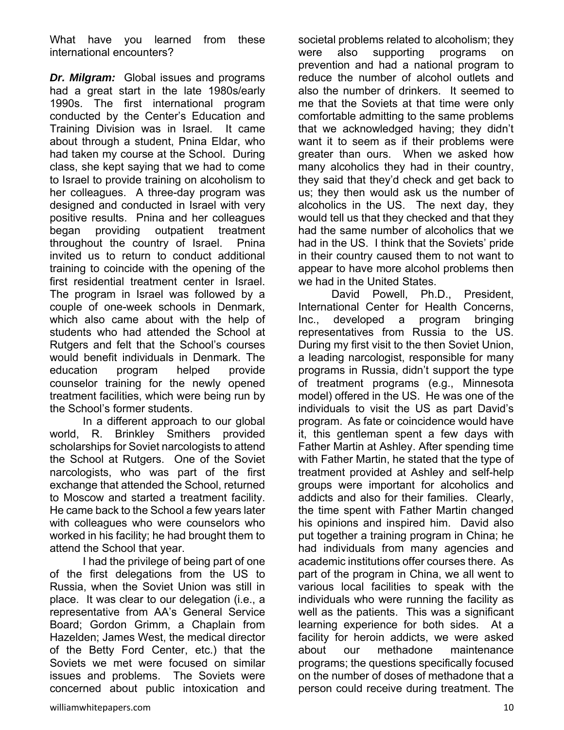What have you learned from these international encounters?

***Dr. Milgram:*** Global issues and programs had a great start in the late 1980s/early 1990s. The first international program conducted by the Center's Education and Training Division was in Israel. It came about through a student, Pnina Eldar, who had taken my course at the School. During class, she kept saying that we had to come to Israel to provide training on alcoholism to her colleagues. A three-day program was designed and conducted in Israel with very positive results. Pnina and her colleagues began providing outpatient treatment throughout the country of Israel. Pnina invited us to return to conduct additional training to coincide with the opening of the first residential treatment center in Israel. The program in Israel was followed by a couple of one-week schools in Denmark, which also came about with the help of students who had attended the School at Rutgers and felt that the School's courses would benefit individuals in Denmark. The education program helped provide counselor training for the newly opened treatment facilities, which were being run by the School's former students.

In a different approach to our global world, R. Brinkley Smithers provided scholarships for Soviet narcologists to attend the School at Rutgers. One of the Soviet narcologists, who was part of the first exchange that attended the School, returned to Moscow and started a treatment facility. He came back to the School a few years later with colleagues who were counselors who worked in his facility; he had brought them to attend the School that year.

I had the privilege of being part of one of the first delegations from the US to Russia, when the Soviet Union was still in place. It was clear to our delegation (i.e., a representative from AA's General Service Board; Gordon Grimm, a Chaplain from Hazelden; James West, the medical director of the Betty Ford Center, etc.) that the Soviets we met were focused on similar issues and problems. The Soviets were concerned about public intoxication and societal problems related to alcoholism; they were also supporting programs on prevention and had a national program to reduce the number of alcohol outlets and also the number of drinkers. It seemed to me that the Soviets at that time were only comfortable admitting to the same problems that we acknowledged having; they didn't want it to seem as if their problems were greater than ours. When we asked how many alcoholics they had in their country, they said that they'd check and get back to us; they then would ask us the number of alcoholics in the US. The next day, they would tell us that they checked and that they had the same number of alcoholics that we had in the US. I think that the Soviets' pride in their country caused them to not want to appear to have more alcohol problems then we had in the United States.

David Powell, Ph.D., President, International Center for Health Concerns, Inc., developed a program bringing representatives from Russia to the US. During my first visit to the then Soviet Union, a leading narcologist, responsible for many programs in Russia, didn't support the type of treatment programs (e.g., Minnesota model) offered in the US. He was one of the individuals to visit the US as part David's program. As fate or coincidence would have it, this gentleman spent a few days with Father Martin at Ashley. After spending time with Father Martin, he stated that the type of treatment provided at Ashley and self-help groups were important for alcoholics and addicts and also for their families. Clearly, the time spent with Father Martin changed his opinions and inspired him. David also put together a training program in China; he had individuals from many agencies and academic institutions offer courses there. As part of the program in China, we all went to various local facilities to speak with the individuals who were running the facility as well as the patients. This was a significant learning experience for both sides. At a facility for heroin addicts, we were asked about our methadone maintenance programs; the questions specifically focused on the number of doses of methadone that a person could receive during treatment. The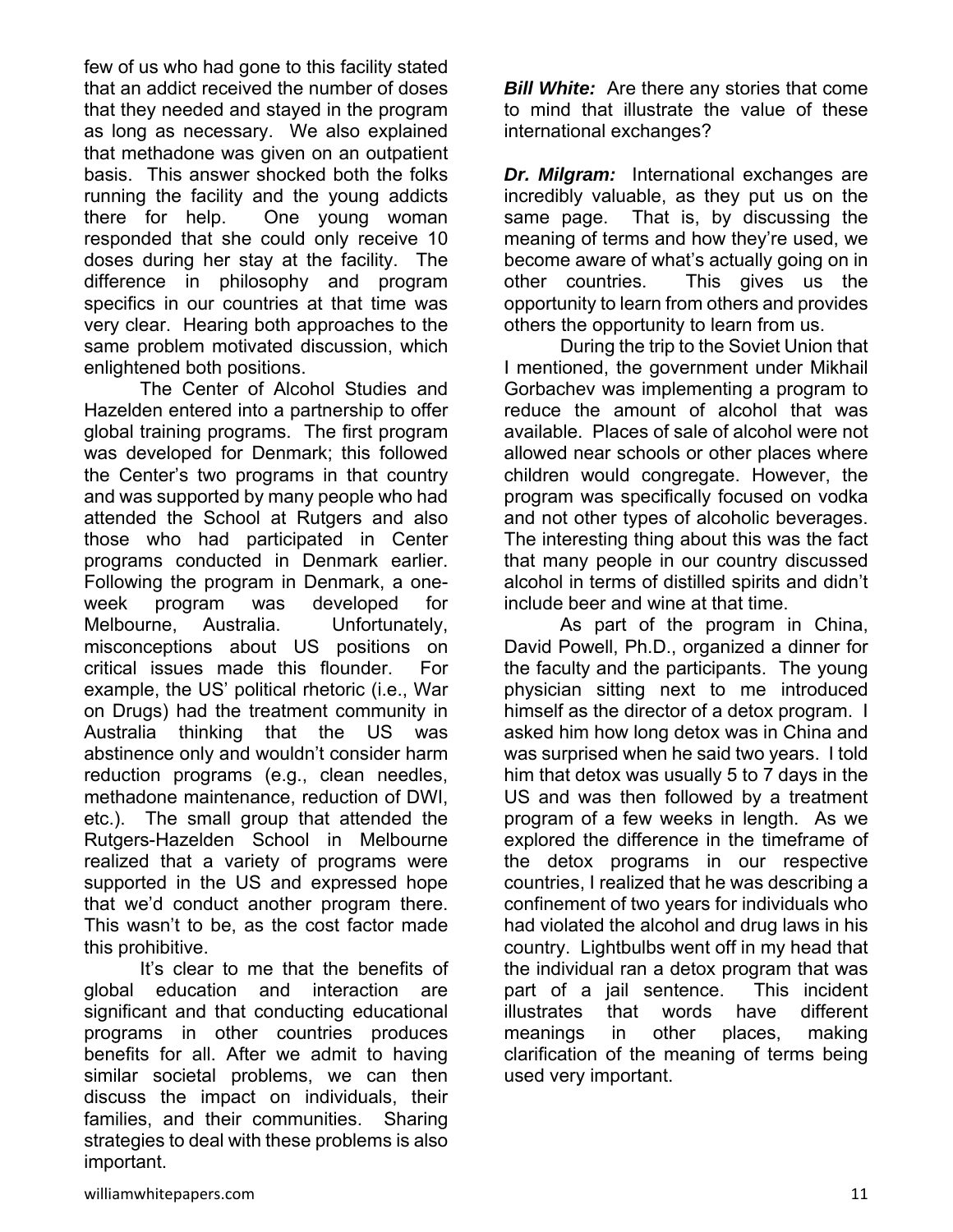few of us who had gone to this facility stated that an addict received the number of doses that they needed and stayed in the program as long as necessary. We also explained that methadone was given on an outpatient basis. This answer shocked both the folks running the facility and the young addicts there for help. One young woman responded that she could only receive 10 doses during her stay at the facility. The difference in philosophy and program specifics in our countries at that time was very clear. Hearing both approaches to the same problem motivated discussion, which enlightened both positions.

The Center of Alcohol Studies and Hazelden entered into a partnership to offer global training programs. The first program was developed for Denmark; this followed the Center's two programs in that country and was supported by many people who had attended the School at Rutgers and also those who had participated in Center programs conducted in Denmark earlier. Following the program in Denmark, a one-week program was developed for Melbourne, Australia. Unfortunately, misconceptions about US positions on critical issues made this flounder. For example, the US' political rhetoric (i.e., War on Drugs) had the treatment community in Australia thinking that the US was abstinence only and wouldn't consider harm reduction programs (e.g., clean needles, methadone maintenance, reduction of DWI, etc.). The small group that attended the Rutgers-Hazelden School in Melbourne realized that a variety of programs were supported in the US and expressed hope that we'd conduct another program there. This wasn't to be, as the cost factor made this prohibitive.

It's clear to me that the benefits of global education and interaction are significant and that conducting educational programs in other countries produces benefits for all. After we admit to having similar societal problems, we can then discuss the impact on individuals, their families, and their communities. Sharing strategies to deal with these problems is also important.

***Bill White:*** Are there any stories that come to mind that illustrate the value of these international exchanges?

***Dr. Milgram:*** International exchanges are incredibly valuable, as they put us on the same page. That is, by discussing the meaning of terms and how they're used, we become aware of what's actually going on in other countries. This gives us the opportunity to learn from others and provides others the opportunity to learn from us.

During the trip to the Soviet Union that I mentioned, the government under Mikhail Gorbachev was implementing a program to reduce the amount of alcohol that was available. Places of sale of alcohol were not allowed near schools or other places where children would congregate. However, the program was specifically focused on vodka and not other types of alcoholic beverages. The interesting thing about this was the fact that many people in our country discussed alcohol in terms of distilled spirits and didn't include beer and wine at that time.

As part of the program in China, David Powell, Ph.D., organized a dinner for the faculty and the participants. The young physician sitting next to me introduced himself as the director of a detox program. I asked him how long detox was in China and was surprised when he said two years. I told him that detox was usually 5 to 7 days in the US and was then followed by a treatment program of a few weeks in length. As we explored the difference in the timeframe of the detox programs in our respective countries, I realized that he was describing a confinement of two years for individuals who had violated the alcohol and drug laws in his country. Lightbulbs went off in my head that the individual ran a detox program that was part of a jail sentence. This incident illustrates that words have different meanings in other places, making clarification of the meaning of terms being used very important.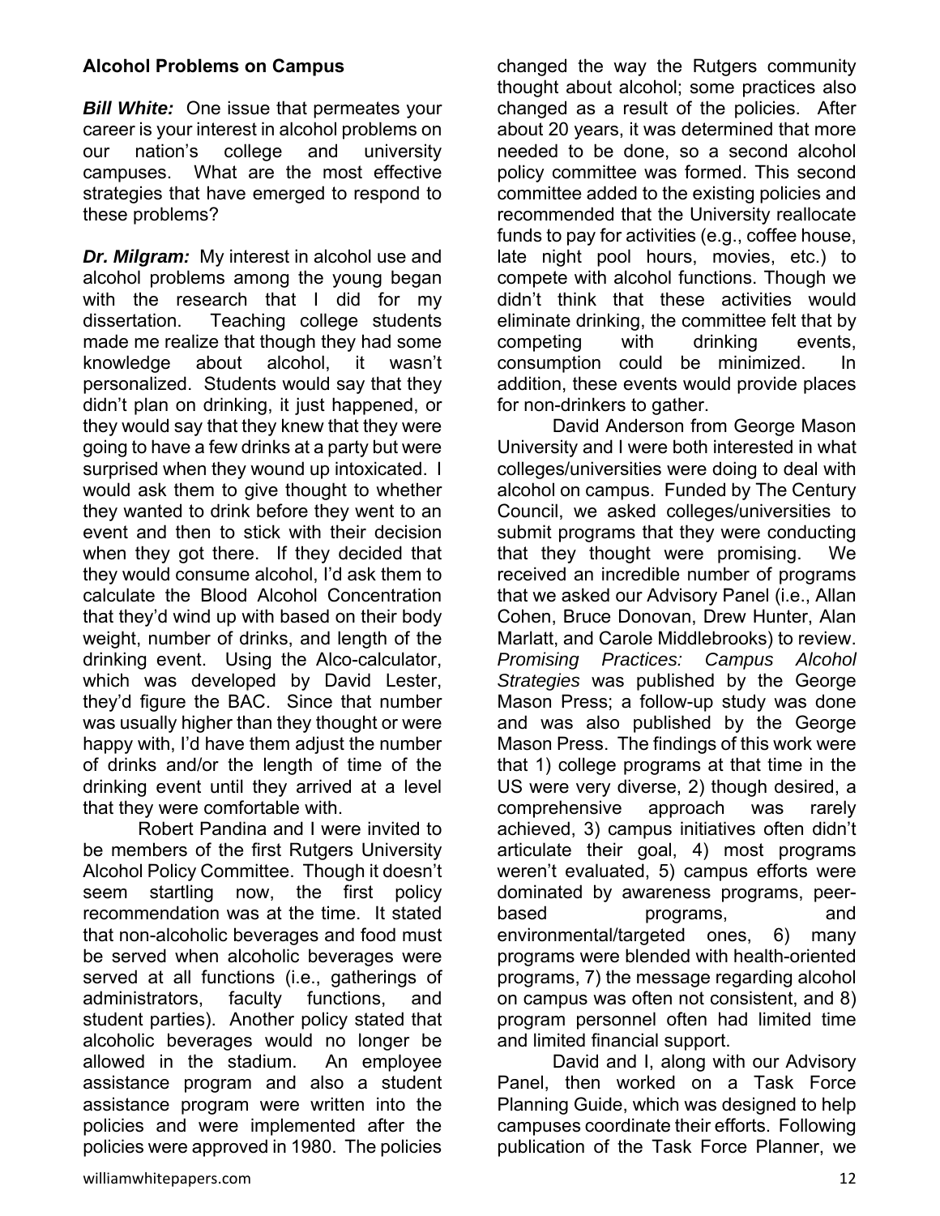**Alcohol Problems on Campus**

***Bill White:*** One issue that permeates your career is your interest in alcohol problems on our nation's college and university campuses. What are the most effective strategies that have emerged to respond to these problems?

***Dr. Milgram:*** My interest in alcohol use and alcohol problems among the young began with the research that I did for my dissertation. Teaching college students made me realize that though they had some knowledge about alcohol, it wasn't personalized. Students would say that they didn't plan on drinking, it just happened, or they would say that they knew that they were going to have a few drinks at a party but were surprised when they wound up intoxicated. I would ask them to give thought to whether they wanted to drink before they went to an event and then to stick with their decision when they got there. If they decided that they would consume alcohol, I'd ask them to calculate the Blood Alcohol Concentration that they'd wind up with based on their body weight, number of drinks, and length of the drinking event. Using the Alco-calculator, which was developed by David Lester, they'd figure the BAC. Since that number was usually higher than they thought or were happy with, I'd have them adjust the number of drinks and/or the length of time of the drinking event until they arrived at a level that they were comfortable with.

Robert Pandina and I were invited to be members of the first Rutgers University Alcohol Policy Committee. Though it doesn't seem startling now, the first policy recommendation was at the time. It stated that non-alcoholic beverages and food must be served when alcoholic beverages were served at all functions (i.e., gatherings of administrators, faculty functions, and student parties). Another policy stated that alcoholic beverages would no longer be allowed in the stadium. An employee assistance program and also a student assistance program were written into the policies and were implemented after the policies were approved in 1980. The policies changed the way the Rutgers community thought about alcohol; some practices also changed as a result of the policies. After about 20 years, it was determined that more needed to be done, so a second alcohol policy committee was formed. This second committee added to the existing policies and recommended that the University reallocate funds to pay for activities (e.g., coffee house, late night pool hours, movies, etc.) to compete with alcohol functions. Though we didn't think that these activities would eliminate drinking, the committee felt that by competing with drinking events, consumption could be minimized. In addition, these events would provide places for non-drinkers to gather.

David Anderson from George Mason University and I were both interested in what colleges/universities were doing to deal with alcohol on campus. Funded by The Century Council, we asked colleges/universities to submit programs that they were conducting that they thought were promising. We received an incredible number of programs that we asked our Advisory Panel (i.e., Allan Cohen, Bruce Donovan, Drew Hunter, Alan Marlatt, and Carole Middlebrooks) to review. *Promising Practices: Campus Alcohol Strategies* was published by the George Mason Press; a follow-up study was done and was also published by the George Mason Press. The findings of this work were that 1) college programs at that time in the US were very diverse, 2) though desired, a comprehensive approach was rarely achieved, 3) campus initiatives often didn't articulate their goal, 4) most programs weren't evaluated, 5) campus efforts were dominated by awareness programs, peer-based programs, and environmental/targeted ones, 6) many programs were blended with health-oriented programs, 7) the message regarding alcohol on campus was often not consistent, and 8) program personnel often had limited time and limited financial support.

David and I, along with our Advisory Panel, then worked on a Task Force Planning Guide, which was designed to help campuses coordinate their efforts. Following publication of the Task Force Planner, we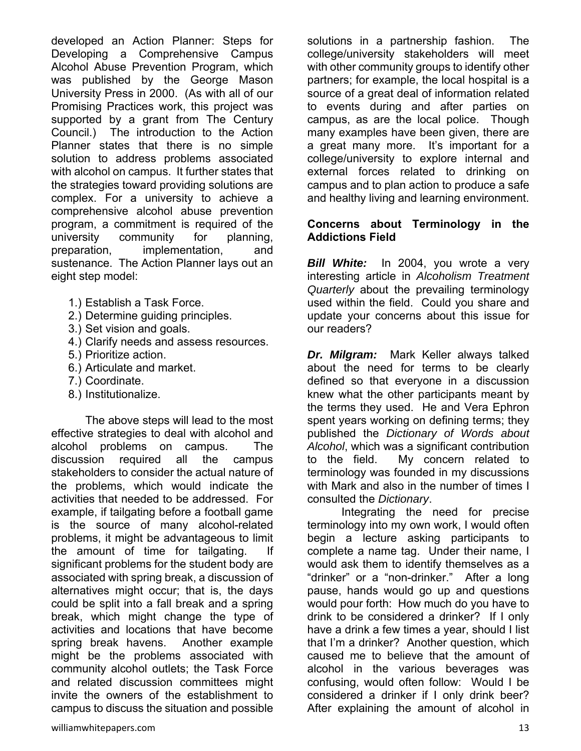developed an Action Planner: Steps for Developing a Comprehensive Campus Alcohol Abuse Prevention Program, which was published by the George Mason University Press in 2000. (As with all of our Promising Practices work, this project was supported by a grant from The Century Council.) The introduction to the Action Planner states that there is no simple solution to address problems associated with alcohol on campus. It further states that the strategies toward providing solutions are complex. For a university to achieve a comprehensive alcohol abuse prevention program, a commitment is required of the university community for planning, preparation, implementation, and sustenance. The Action Planner lays out an eight step model:

1.) Establish a Task Force.
2.) Determine guiding principles.
3.) Set vision and goals.
4.) Clarify needs and assess resources.
5.) Prioritize action.
6.) Articulate and market.
7.) Coordinate.
8.) Institutionalize.

The above steps will lead to the most effective strategies to deal with alcohol and alcohol problems on campus. The discussion required all the campus stakeholders to consider the actual nature of the problems, which would indicate the activities that needed to be addressed. For example, if tailgating before a football game is the source of many alcohol-related problems, it might be advantageous to limit the amount of time for tailgating. If significant problems for the student body are associated with spring break, a discussion of alternatives might occur; that is, the days could be split into a fall break and a spring break, which might change the type of activities and locations that have become spring break havens. Another example might be the problems associated with community alcohol outlets; the Task Force and related discussion committees might invite the owners of the establishment to campus to discuss the situation and possible solutions in a partnership fashion. The college/university stakeholders will meet with other community groups to identify other partners; for example, the local hospital is a source of a great deal of information related to events during and after parties on campus, as are the local police. Though many examples have been given, there are a great many more. It's important for a college/university to explore internal and external forces related to drinking on campus and to plan action to produce a safe and healthy living and learning environment.

**Concerns about Terminology in the Addictions Field**

***Bill White:*** In 2004, you wrote a very interesting article in *Alcoholism Treatment Quarterly* about the prevailing terminology used within the field. Could you share and update your concerns about this issue for our readers?

***Dr. Milgram:*** Mark Keller always talked about the need for terms to be clearly defined so that everyone in a discussion knew what the other participants meant by the terms they used. He and Vera Ephron spent years working on defining terms; they published the *Dictionary of Words about Alcohol*, which was a significant contribution to the field. My concern related to terminology was founded in my discussions with Mark and also in the number of times I consulted the *Dictionary*.

Integrating the need for precise terminology into my own work, I would often begin a lecture asking participants to complete a name tag. Under their name, I would ask them to identify themselves as a "drinker" or a "non-drinker." After a long pause, hands would go up and questions would pour forth: How much do you have to drink to be considered a drinker? If I only have a drink a few times a year, should I list that I'm a drinker? Another question, which caused me to believe that the amount of alcohol in the various beverages was confusing, would often follow: Would I be considered a drinker if I only drink beer? After explaining the amount of alcohol in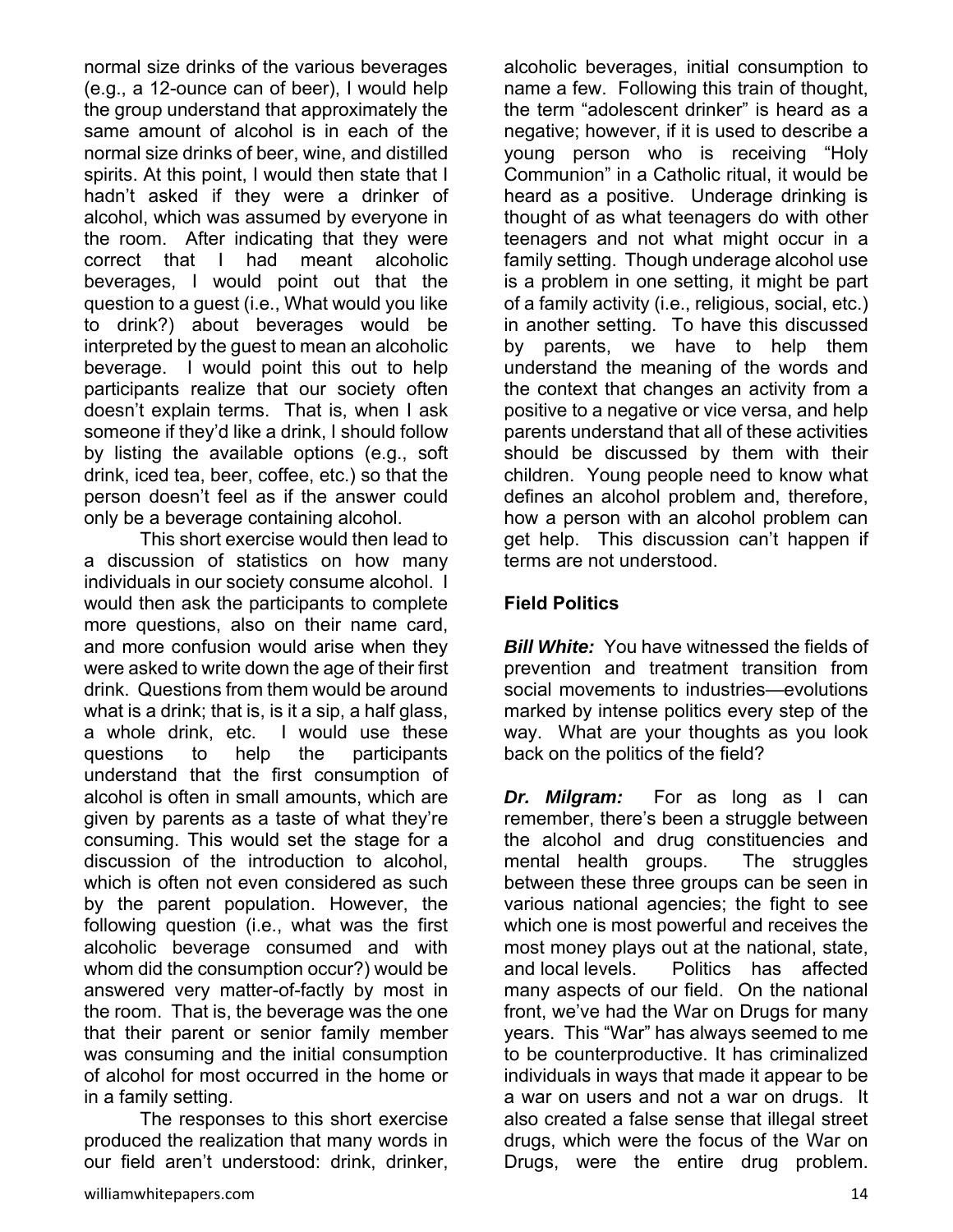normal size drinks of the various beverages (e.g., a 12-ounce can of beer), I would help the group understand that approximately the same amount of alcohol is in each of the normal size drinks of beer, wine, and distilled spirits. At this point, I would then state that I hadn't asked if they were a drinker of alcohol, which was assumed by everyone in the room. After indicating that they were correct that I had meant alcoholic beverages, I would point out that the question to a guest (i.e., What would you like to drink?) about beverages would be interpreted by the guest to mean an alcoholic beverage. I would point this out to help participants realize that our society often doesn't explain terms. That is, when I ask someone if they'd like a drink, I should follow by listing the available options (e.g., soft drink, iced tea, beer, coffee, etc.) so that the person doesn't feel as if the answer could only be a beverage containing alcohol.

This short exercise would then lead to a discussion of statistics on how many individuals in our society consume alcohol. I would then ask the participants to complete more questions, also on their name card, and more confusion would arise when they were asked to write down the age of their first drink. Questions from them would be around what is a drink; that is, is it a sip, a half glass, a whole drink, etc. I would use these questions to help the participants understand that the first consumption of alcohol is often in small amounts, which are given by parents as a taste of what they're consuming. This would set the stage for a discussion of the introduction to alcohol, which is often not even considered as such by the parent population. However, the following question (i.e., what was the first alcoholic beverage consumed and with whom did the consumption occur?) would be answered very matter-of-factly by most in the room. That is, the beverage was the one that their parent or senior family member was consuming and the initial consumption of alcohol for most occurred in the home or in a family setting.

The responses to this short exercise produced the realization that many words in our field aren't understood: drink, drinker, alcoholic beverages, initial consumption to name a few. Following this train of thought, the term "adolescent drinker" is heard as a negative; however, if it is used to describe a young person who is receiving "Holy Communion" in a Catholic ritual, it would be heard as a positive. Underage drinking is thought of as what teenagers do with other teenagers and not what might occur in a family setting. Though underage alcohol use is a problem in one setting, it might be part of a family activity (i.e., religious, social, etc.) in another setting. To have this discussed by parents, we have to help them understand the meaning of the words and the context that changes an activity from a positive to a negative or vice versa, and help parents understand that all of these activities should be discussed by them with their children. Young people need to know what defines an alcohol problem and, therefore, how a person with an alcohol problem can get help. This discussion can't happen if terms are not understood.

### Field Politics

***Bill White:*** You have witnessed the fields of prevention and treatment transition from social movements to industries—evolutions marked by intense politics every step of the way. What are your thoughts as you look back on the politics of the field?

***Dr. Milgram:*** For as long as I can remember, there's been a struggle between the alcohol and drug constituencies and mental health groups. The struggles between these three groups can be seen in various national agencies; the fight to see which one is most powerful and receives the most money plays out at the national, state, and local levels. Politics has affected many aspects of our field. On the national front, we've had the War on Drugs for many years. This "War" has always seemed to me to be counterproductive. It has criminalized individuals in ways that made it appear to be a war on users and not a war on drugs. It also created a false sense that illegal street drugs, which were the focus of the War on Drugs, were the entire drug problem.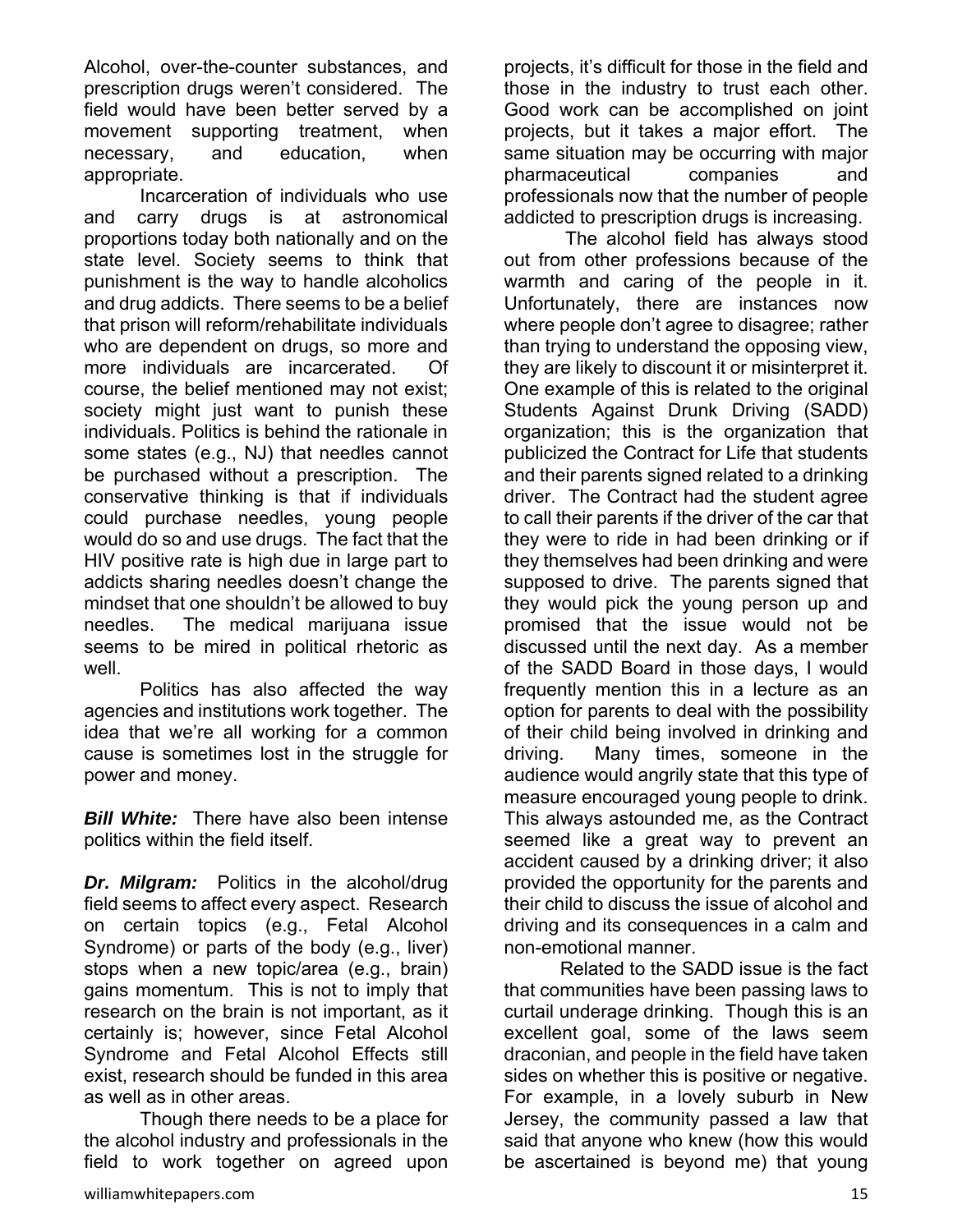Alcohol, over-the-counter substances, and prescription drugs weren't considered. The field would have been better served by a movement supporting treatment, when necessary, and education, when appropriate.

Incarceration of individuals who use and carry drugs is at astronomical proportions today both nationally and on the state level. Society seems to think that punishment is the way to handle alcoholics and drug addicts. There seems to be a belief that prison will reform/rehabilitate individuals who are dependent on drugs, so more and more individuals are incarcerated. Of course, the belief mentioned may not exist; society might just want to punish these individuals. Politics is behind the rationale in some states (e.g., NJ) that needles cannot be purchased without a prescription. The conservative thinking is that if individuals could purchase needles, young people would do so and use drugs. The fact that the HIV positive rate is high due in large part to addicts sharing needles doesn't change the mindset that one shouldn't be allowed to buy needles. The medical marijuana issue seems to be mired in political rhetoric as well.

Politics has also affected the way agencies and institutions work together. The idea that we're all working for a common cause is sometimes lost in the struggle for power and money.

***Bill White:*** There have also been intense politics within the field itself.

***Dr. Milgram:*** Politics in the alcohol/drug field seems to affect every aspect. Research on certain topics (e.g., Fetal Alcohol Syndrome) or parts of the body (e.g., liver) stops when a new topic/area (e.g., brain) gains momentum. This is not to imply that research on the brain is not important, as it certainly is; however, since Fetal Alcohol Syndrome and Fetal Alcohol Effects still exist, research should be funded in this area as well as in other areas.

Though there needs to be a place for the alcohol industry and professionals in the field to work together on agreed upon projects, it's difficult for those in the field and those in the industry to trust each other. Good work can be accomplished on joint projects, but it takes a major effort. The same situation may be occurring with major pharmaceutical companies and professionals now that the number of people addicted to prescription drugs is increasing.

The alcohol field has always stood out from other professions because of the warmth and caring of the people in it. Unfortunately, there are instances now where people don't agree to disagree; rather than trying to understand the opposing view, they are likely to discount it or misinterpret it. One example of this is related to the original Students Against Drunk Driving (SADD) organization; this is the organization that publicized the Contract for Life that students and their parents signed related to a drinking driver. The Contract had the student agree to call their parents if the driver of the car that they were to ride in had been drinking or if they themselves had been drinking and were supposed to drive. The parents signed that they would pick the young person up and promised that the issue would not be discussed until the next day. As a member of the SADD Board in those days, I would frequently mention this in a lecture as an option for parents to deal with the possibility of their child being involved in drinking and driving. Many times, someone in the audience would angrily state that this type of measure encouraged young people to drink. This always astounded me, as the Contract seemed like a great way to prevent an accident caused by a drinking driver; it also provided the opportunity for the parents and their child to discuss the issue of alcohol and driving and its consequences in a calm and non-emotional manner.

Related to the SADD issue is the fact that communities have been passing laws to curtail underage drinking. Though this is an excellent goal, some of the laws seem draconian, and people in the field have taken sides on whether this is positive or negative. For example, in a lovely suburb in New Jersey, the community passed a law that said that anyone who knew (how this would be ascertained is beyond me) that young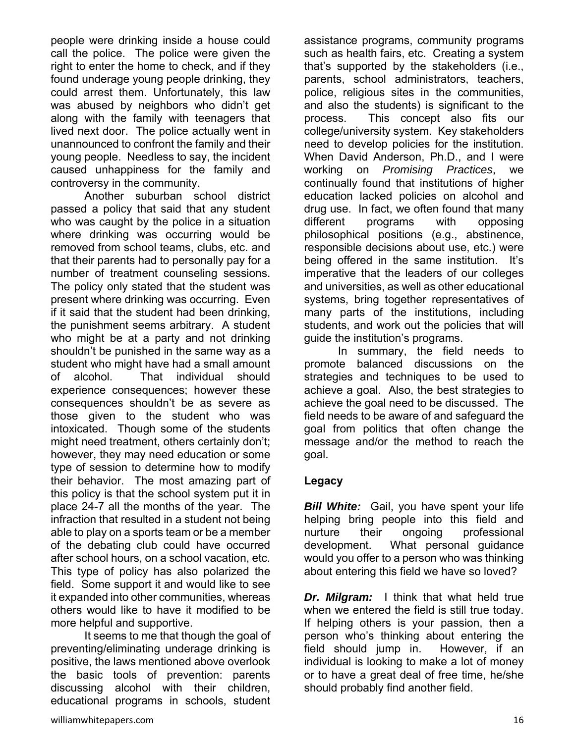people were drinking inside a house could call the police. The police were given the right to enter the home to check, and if they found underage young people drinking, they could arrest them. Unfortunately, this law was abused by neighbors who didn't get along with the family with teenagers that lived next door. The police actually went in unannounced to confront the family and their young people. Needless to say, the incident caused unhappiness for the family and controversy in the community.

Another suburban school district passed a policy that said that any student who was caught by the police in a situation where drinking was occurring would be removed from school teams, clubs, etc. and that their parents had to personally pay for a number of treatment counseling sessions. The policy only stated that the student was present where drinking was occurring. Even if it said that the student had been drinking, the punishment seems arbitrary. A student who might be at a party and not drinking shouldn't be punished in the same way as a student who might have had a small amount of alcohol. That individual should experience consequences; however these consequences shouldn't be as severe as those given to the student who was intoxicated. Though some of the students might need treatment, others certainly don't; however, they may need education or some type of session to determine how to modify their behavior. The most amazing part of this policy is that the school system put it in place 24-7 all the months of the year. The infraction that resulted in a student not being able to play on a sports team or be a member of the debating club could have occurred after school hours, on a school vacation, etc. This type of policy has also polarized the field. Some support it and would like to see it expanded into other communities, whereas others would like to have it modified to be more helpful and supportive.

It seems to me that though the goal of preventing/eliminating underage drinking is positive, the laws mentioned above overlook the basic tools of prevention: parents discussing alcohol with their children, educational programs in schools, student assistance programs, community programs such as health fairs, etc. Creating a system that's supported by the stakeholders (i.e., parents, school administrators, teachers, police, religious sites in the communities, and also the students) is significant to the process. This concept also fits our college/university system. Key stakeholders need to develop policies for the institution. When David Anderson, Ph.D., and I were working on *Promising Practices*, we continually found that institutions of higher education lacked policies on alcohol and drug use. In fact, we often found that many different programs with opposing philosophical positions (e.g., abstinence, responsible decisions about use, etc.) were being offered in the same institution. It's imperative that the leaders of our colleges and universities, as well as other educational systems, bring together representatives of many parts of the institutions, including students, and work out the policies that will guide the institution's programs.

In summary, the field needs to promote balanced discussions on the strategies and techniques to be used to achieve a goal. Also, the best strategies to achieve the goal need to be discussed. The field needs to be aware of and safeguard the goal from politics that often change the message and/or the method to reach the goal.

**Legacy**

***Bill White:*** Gail, you have spent your life helping bring people into this field and nurture their ongoing professional development. What personal guidance would you offer to a person who was thinking about entering this field we have so loved?

***Dr. Milgram:*** I think that what held true when we entered the field is still true today. If helping others is your passion, then a person who's thinking about entering the field should jump in. However, if an individual is looking to make a lot of money or to have a great deal of free time, he/she should probably find another field.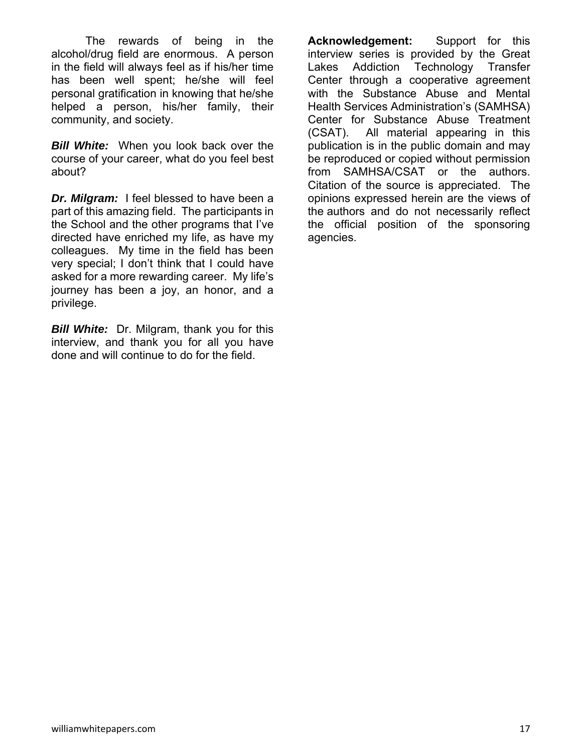The rewards of being in the alcohol/drug field are enormous. A person in the field will always feel as if his/her time has been well spent; he/she will feel personal gratification in knowing that he/she helped a person, his/her family, their community, and society.

***Bill White:*** When you look back over the course of your career, what do you feel best about?

***Dr. Milgram:*** I feel blessed to have been a part of this amazing field. The participants in the School and the other programs that I've directed have enriched my life, as have my colleagues. My time in the field has been very special; I don't think that I could have asked for a more rewarding career. My life's journey has been a joy, an honor, and a privilege.

***Bill White:*** Dr. Milgram, thank you for this interview, and thank you for all you have done and will continue to do for the field.

**Acknowledgement:** Support for this interview series is provided by the Great Lakes Addiction Technology Transfer Center through a cooperative agreement with the Substance Abuse and Mental Health Services Administration's (SAMHSA) Center for Substance Abuse Treatment (CSAT). All material appearing in this publication is in the public domain and may be reproduced or copied without permission from SAMHSA/CSAT or the authors. Citation of the source is appreciated. The opinions expressed herein are the views of the authors and do not necessarily reflect the official position of the sponsoring agencies.